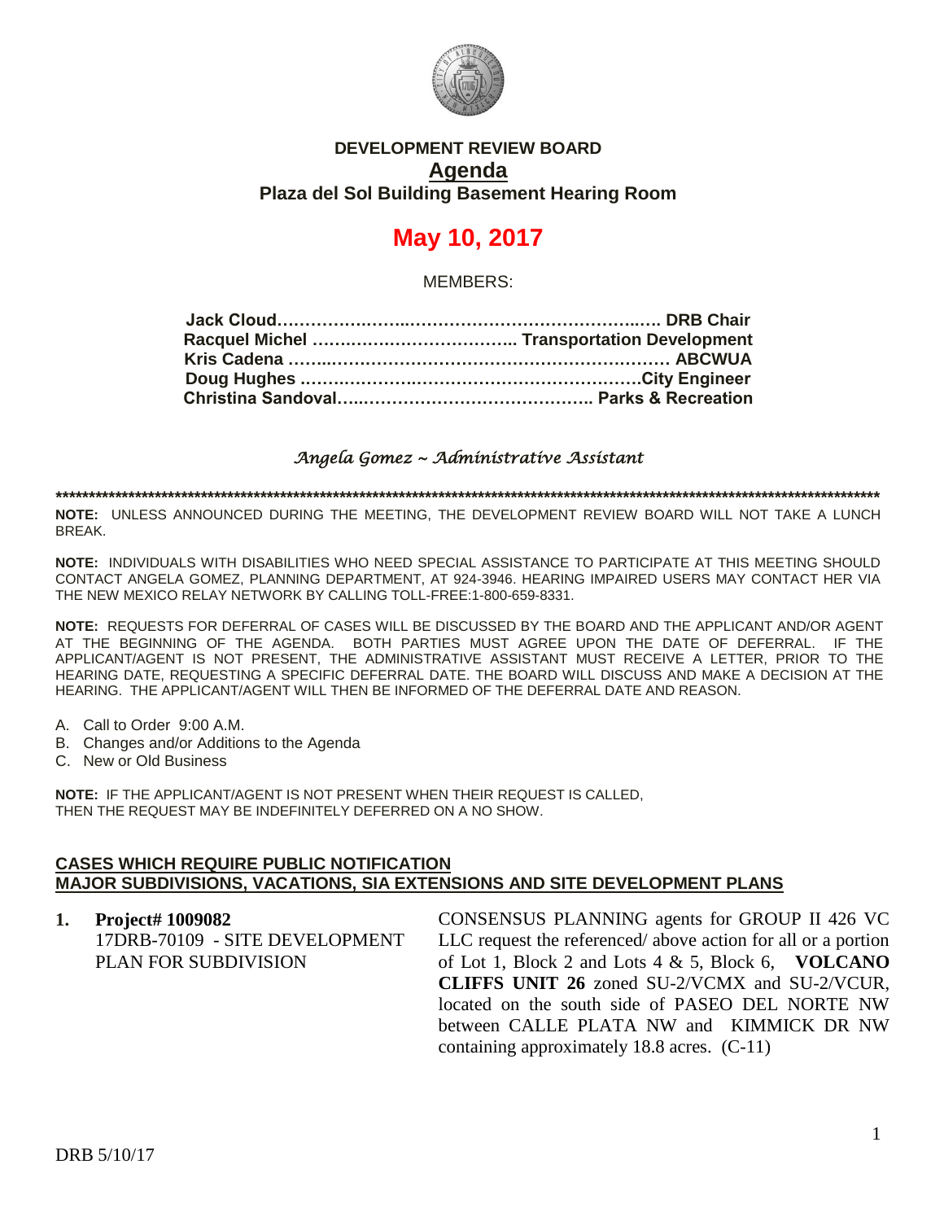**DEVELOPMENT REVIEW BOARD**

**Agenda**

**Plaza del Sol Building Basement Hearing Room**

# May 10, 2017

MEMBERS:

**Jack Cloud……………………………………………………….. DRB Chair**
**Racquel Michel ……………………………….. Transportation Development**
**Kris Cadena ……………………………………………………… ABCWUA**
**Doug Hughes ……………………………………………………City Engineer**
**Christina Sandoval…………………………………….. Parks & Recreation**

*Angela Gomez ~ Administrative Assistant*

******************************************************************************************************************************

**NOTE:** UNLESS ANNOUNCED DURING THE MEETING, THE DEVELOPMENT REVIEW BOARD WILL NOT TAKE A LUNCH BREAK.

**NOTE:** INDIVIDUALS WITH DISABILITIES WHO NEED SPECIAL ASSISTANCE TO PARTICIPATE AT THIS MEETING SHOULD CONTACT ANGELA GOMEZ, PLANNING DEPARTMENT, AT 924-3946. HEARING IMPAIRED USERS MAY CONTACT HER VIA THE NEW MEXICO RELAY NETWORK BY CALLING TOLL-FREE:1-800-659-8331.

**NOTE:** REQUESTS FOR DEFERRAL OF CASES WILL BE DISCUSSED BY THE BOARD AND THE APPLICANT AND/OR AGENT AT THE BEGINNING OF THE AGENDA. BOTH PARTIES MUST AGREE UPON THE DATE OF DEFERRAL. IF THE APPLICANT/AGENT IS NOT PRESENT, THE ADMINISTRATIVE ASSISTANT MUST RECEIVE A LETTER, PRIOR TO THE HEARING DATE, REQUESTING A SPECIFIC DEFERRAL DATE. THE BOARD WILL DISCUSS AND MAKE A DECISION AT THE HEARING. THE APPLICANT/AGENT WILL THEN BE INFORMED OF THE DEFERRAL DATE AND REASON.

A. Call to Order 9:00 A.M.
B. Changes and/or Additions to the Agenda
C. New or Old Business

**NOTE:** IF THE APPLICANT/AGENT IS NOT PRESENT WHEN THEIR REQUEST IS CALLED, THEN THE REQUEST MAY BE INDEFINITELY DEFERRED ON A NO SHOW.

**CASES WHICH REQUIRE PUBLIC NOTIFICATION**
**MAJOR SUBDIVISIONS, VACATIONS, SIA EXTENSIONS AND SITE DEVELOPMENT PLANS**

1. **Project# 1009082**
   17DRB-70109 - SITE DEVELOPMENT PLAN FOR SUBDIVISION

   CONSENSUS PLANNING agents for GROUP II 426 VC LLC request the referenced/ above action for all or a portion of Lot 1, Block 2 and Lots 4 & 5, Block 6, **VOLCANO CLIFFS UNIT 26** zoned SU-2/VCMX and SU-2/VCUR, located on the south side of PASEO DEL NORTE NW between CALLE PLATA NW and KIMMICK DR NW containing approximately 18.8 acres. (C-11)

DRB 5/10/17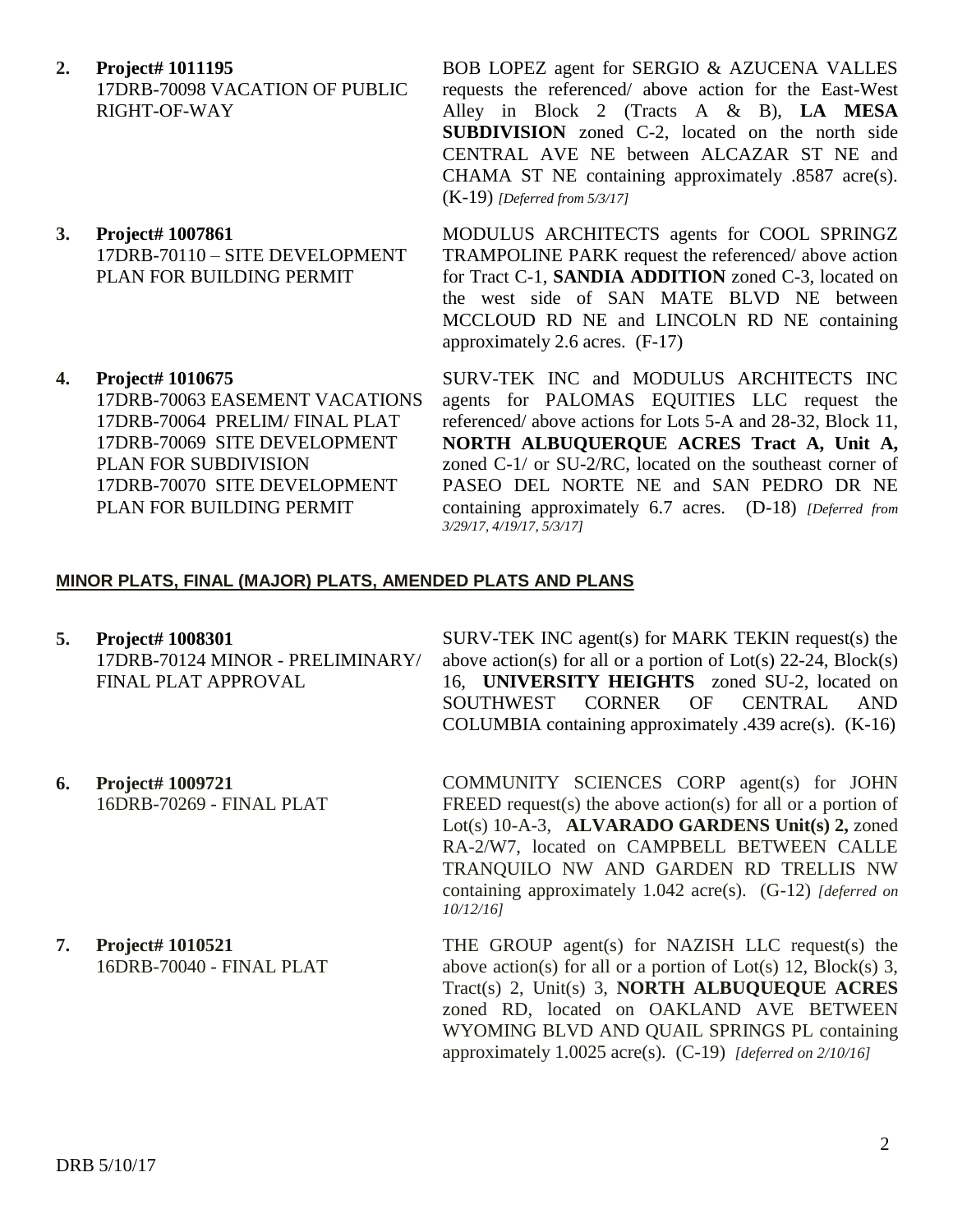2. **Project# 1011195**
17DRB-70098 VACATION OF PUBLIC RIGHT-OF-WAY

BOB LOPEZ agent for SERGIO & AZUCENA VALLES requests the referenced/ above action for the East-West Alley in Block 2 (Tracts A & B), **LA MESA SUBDIVISION** zoned C-2, located on the north side CENTRAL AVE NE between ALCAZAR ST NE and CHAMA ST NE containing approximately .8587 acre(s). (K-19) *[Deferred from 5/3/17]*

3. **Project# 1007861**
17DRB-70110 – SITE DEVELOPMENT PLAN FOR BUILDING PERMIT

MODULUS ARCHITECTS agents for COOL SPRINGZ TRAMPOLINE PARK request the referenced/ above action for Tract C-1, **SANDIA ADDITION** zoned C-3, located on the west side of SAN MATE BLVD NE between MCCLOUD RD NE and LINCOLN RD NE containing approximately 2.6 acres. (F-17)

4. **Project# 1010675**
17DRB-70063 EASEMENT VACATIONS
17DRB-70064 PRELIM/ FINAL PLAT
17DRB-70069 SITE DEVELOPMENT PLAN FOR SUBDIVISION
17DRB-70070 SITE DEVELOPMENT PLAN FOR BUILDING PERMIT

SURV-TEK INC and MODULUS ARCHITECTS INC agents for PALOMAS EQUITIES LLC request the referenced/ above actions for Lots 5-A and 28-32, Block 11, **NORTH ALBUQUERQUE ACRES Tract A, Unit A,** zoned C-1/ or SU-2/RC, located on the southeast corner of PASEO DEL NORTE NE and SAN PEDRO DR NE containing approximately 6.7 acres. (D-18) *[Deferred from 3/29/17, 4/19/17, 5/3/17]*

## MINOR PLATS, FINAL (MAJOR) PLATS, AMENDED PLATS AND PLANS

5. **Project# 1008301**
17DRB-70124 MINOR - PRELIMINARY/ FINAL PLAT APPROVAL

SURV-TEK INC agent(s) for MARK TEKIN request(s) the above action(s) for all or a portion of Lot(s) 22-24, Block(s) 16, **UNIVERSITY HEIGHTS** zoned SU-2, located on SOUTHWEST CORNER OF CENTRAL AND COLUMBIA containing approximately .439 acre(s). (K-16)

6. **Project# 1009721**
16DRB-70269 - FINAL PLAT

COMMUNITY SCIENCES CORP agent(s) for JOHN FREED request(s) the above action(s) for all or a portion of Lot(s) 10-A-3, **ALVARADO GARDENS Unit(s) 2,** zoned RA-2/W7, located on CAMPBELL BETWEEN CALLE TRANQUILO NW AND GARDEN RD TRELLIS NW containing approximately 1.042 acre(s). (G-12) *[deferred on 10/12/16]*

7. **Project# 1010521**
16DRB-70040 - FINAL PLAT

THE GROUP agent(s) for NAZISH LLC request(s) the above action(s) for all or a portion of Lot(s) 12, Block(s) 3, Tract(s) 2, Unit(s) 3, **NORTH ALBUQUEQUE ACRES** zoned RD, located on OAKLAND AVE BETWEEN WYOMING BLVD AND QUAIL SPRINGS PL containing approximately 1.0025 acre(s). (C-19) *[deferred on 2/10/16]*

DRB 5/10/17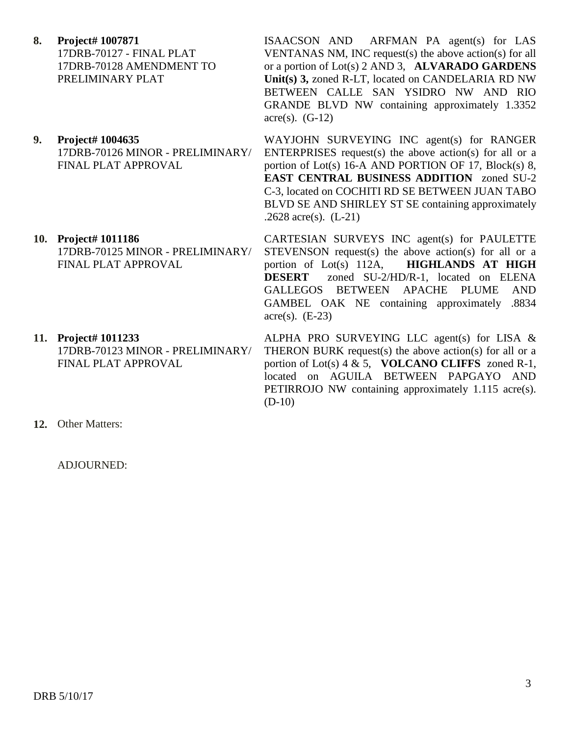**8.** **Project# 1007871**
17DRB-70127 - FINAL PLAT
17DRB-70128 AMENDMENT TO PRELIMINARY PLAT

ISAACSON AND ARFMAN PA agent(s) for LAS VENTANAS NM, INC request(s) the above action(s) for all or a portion of Lot(s) 2 AND 3, **ALVARADO GARDENS Unit(s) 3,** zoned R-LT, located on CANDELARIA RD NW BETWEEN CALLE SAN YSIDRO NW AND RIO GRANDE BLVD NW containing approximately 1.3352 acre(s). (G-12)

**9.** **Project# 1004635**
17DRB-70126 MINOR - PRELIMINARY/ FINAL PLAT APPROVAL

WAYJOHN SURVEYING INC agent(s) for RANGER ENTERPRISES request(s) the above action(s) for all or a portion of Lot(s) 16-A AND PORTION OF 17, Block(s) 8, **EAST CENTRAL BUSINESS ADDITION** zoned SU-2 C-3, located on COCHITI RD SE BETWEEN JUAN TABO BLVD SE AND SHIRLEY ST SE containing approximately .2628 acre(s). (L-21)

**10.** **Project# 1011186**
17DRB-70125 MINOR - PRELIMINARY/ FINAL PLAT APPROVAL

CARTESIAN SURVEYS INC agent(s) for PAULETTE STEVENSON request(s) the above action(s) for all or a portion of Lot(s) 112A, **HIGHLANDS AT HIGH DESERT** zoned SU-2/HD/R-1, located on ELENA GALLEGOS BETWEEN APACHE PLUME AND GAMBEL OAK NE containing approximately .8834 acre(s). (E-23)

**11.** **Project# 1011233**
17DRB-70123 MINOR - PRELIMINARY/ FINAL PLAT APPROVAL

ALPHA PRO SURVEYING LLC agent(s) for LISA & THERON BURK request(s) the above action(s) for all or a portion of Lot(s) 4 & 5, **VOLCANO CLIFFS** zoned R-1, located on AGUILA BETWEEN PAPGAYO AND PETIRROJO NW containing approximately 1.115 acre(s). (D-10)

**12.** Other Matters:

ADJOURNED: